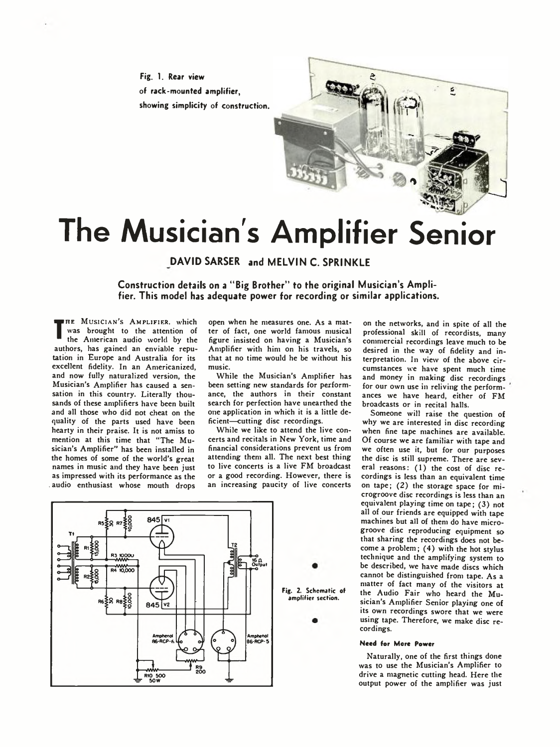Fig. 1. Rear view of rack-mounted amplifier, showing simplicity of construction.

# The Musician's Amplifier Senior

**DAVID SARSER and MELVIN C. SPRINKLE**

**Construction details on a "Big Brother" to the original Musician's Amplifier. This model has adequate power for recording or similar applications.**

THE MUSICIAN'S AMPLIFIER, which was brought to the attention of the American audio world by the authors, has gained an enviable reputation in Europe and Australia for its excellent fidelity. In an Americanized, and now fully naturalized version, the Musician's Amplifier has caused a sensation in this country. Literally thousands of these amplifiers have been built and all those who did not cheat on the quality of the parts used have been hearty in their praise. It is not amiss to mention at this time that "The Musician's Amplifier" has been installed in the homes of some of the world's great names in music and they have been just as impressed with its performance as the audio enthusiast whose mouth drops open when he measures one. As a matter of fact, one world famous musical figure insisted on having a Musician's Amplifier with him on his travels, so that at no time would he be without his music.

While the Musician's Amplifier has been setting new standards for performance, the authors in their constant search for perfection have unearthed the one application in which it is a little deficient—cutting disc recordings.

While we like to attend the live concerts and recitals in New York, time and financial considerations prevent us from attending them all. The next best thing to live concerts is a live FM broadcast or a good recording. However, there is an increasing paucity of live concerts on the networks, and in spite of all the professional skill of recordists, many commercial recordings leave much to be desired in the way of fidelity and interpretation. In view of the above circumstances we have spent much time and money in making disc recordings for our own use in reliving the performances we have heard, either of FM broadcasts or in recital halls.

Someone will raise the question of why we are interested in disc recording when fine tape machines are available. Of course we are familiar with tape and we often use it, but for our purposes the disc is still supreme. There are several reasons: (1) the cost of disc recordings is less than an equivalent time on tape; (2) the storage space for microgroove disc recordings is less than an equivalent playing time on tape; (3) not all of our friends are equipped with tape machines but all of them do have microgroove disc reproducing equipment so that sharing the recordings does not become a problem; (4) with the hot stylus technique and the amplifying system to be described, we have made discs which cannot be distinguished from tape. As a matter of fact many of the visitors at the Audio Fair who heard the Musician's Amplifier Senior playing one of its own recordings swore that we were using tape. Therefore, we make disc recordings.

Fig. 2. Schematic of amplifier section.

#### Need for More Power

Naturally, one of the first things done was to use the Musician's Amplifier to drive a magnetic cutting head. Here the output power of the amplifier was just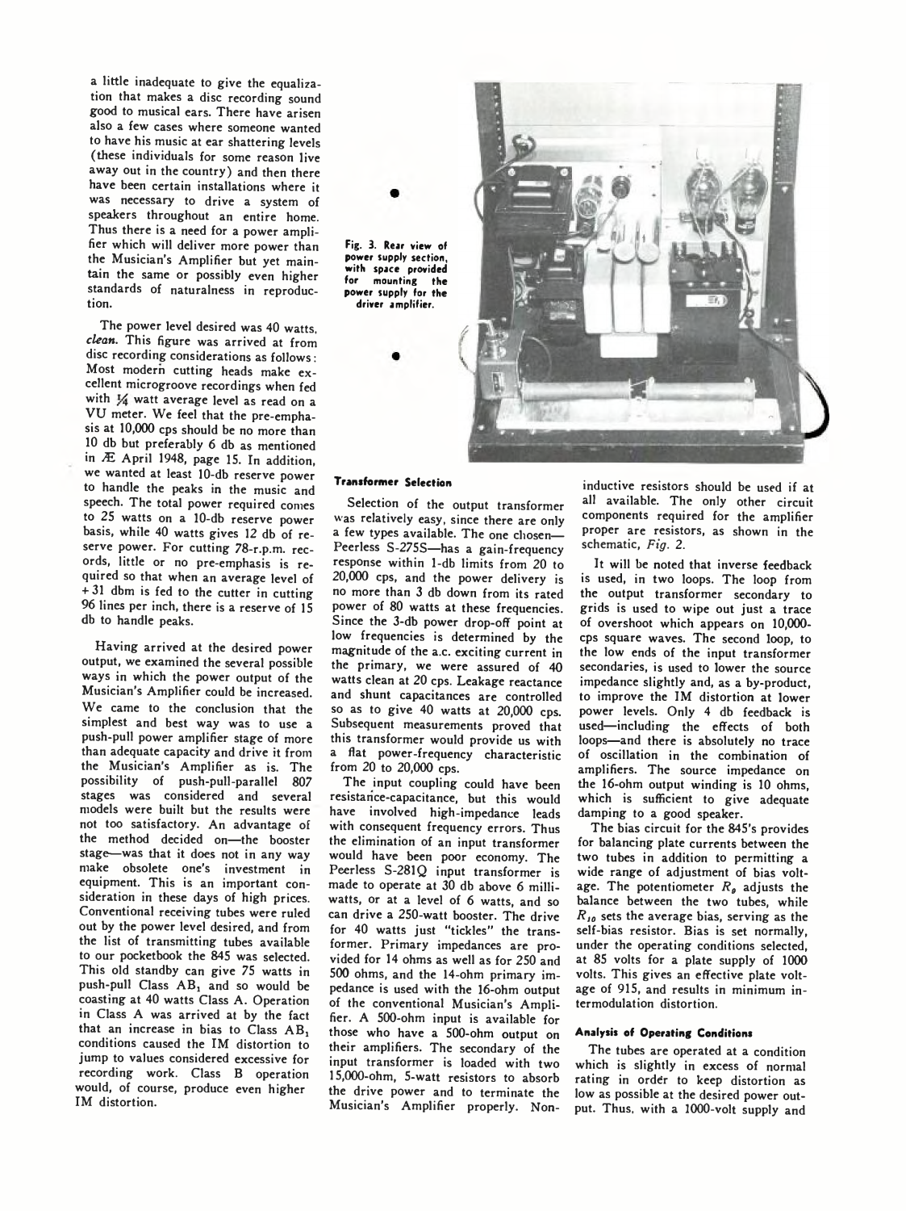a little inadequate to give the equalization that makes a disc recording sound good to musical ears. There have arisen also a few cases where someone wanted to have his music at ear shattering levels (these individuals for some reason live away out in the country) and then there have been certain installations where it was necessary to drive a system of speakers throughout an entire home. Thus there is a need for a power amplifier which will deliver more power than the Musician's Amplifier but yet maintain the same or possibly even higher standards of naturalness in reproduction.

The power level desired was 40 watts, *clean*. This figure was arrived at from disc recording considerations as follows: Most modern cutting heads make excellent microgroove recordings when fed with ¼ watt average level as read on a VU meter. We feel that the pre-emphasis at 10,000 cps should be no more than 10 db but preferably 6 db as mentioned in Æ April 1948, page 15. In addition, we wanted at least 10-db reserve power to handle the peaks in the music and speech. The total power required comes to 25 watts on a 10-db reserve power basis, while 40 watts gives 12 db of reserve power. For cutting 78-r.p.m. records, little or no pre-emphasis is required so that when an average level of +31 dbm is fed to the cutter in cutting 96 lines per inch, there is a reserve of 15 db to handle peaks.

Having arrived at the desired power output, we examined the several possible ways in which the power output of the Musician's Amplifier could be increased. We came to the conclusion that the simplest and best way was to use a push-pull power amplifier stage of more than adequate capacity and drive it from the Musician's Amplifier as is. The possibility of push-pull-parallel 807 stages was considered and several models were built but the results were not too satisfactory. An advantage of the method decided on—the booster stage—was that it does not in any way make obsolete one's investment in equipment. This is an important consideration in these days of high prices. Conventional receiving tubes were ruled out by the power level desired, and from the list of transmitting tubes available to our pocketbook the 845 was selected. This old standby can give 75 watts in push-pull Class $AB_1$ and so would be coasting at 40 watts Class A. Operation in Class A was arrived at by the fact that an increase in bias to Class $AB_1$ conditions caused the IM distortion to jump to values considered excessive for recording work. Class B operation would, of course, produce even higher IM distortion.

Fig. 3. Rear view of power supply section, with space provided for mounting the power supply for the driver amplifier.

#### Transformer Selection

Selection of the output transformer was relatively easy, since there are only a few types available. The one chosen—Peerless S-275S—has a gain-frequency response within 1-db limits from 20 to 20,000 cps, and the power delivery is no more than 3 db down from its rated power of 80 watts at these frequencies. Since the 3-db power drop-off point at low frequencies is determined by the magnitude of the a.c. exciting current in the primary, we were assured of 40 watts clean at 20 cps. Leakage reactance and shunt capacitances are controlled so as to give 40 watts at 20,000 cps. Subsequent measurements proved that this transformer would provide us with a flat power-frequency characteristic from 20 to 20,000 cps.

The input coupling could have been resistance-capacitance, but this would have involved high-impedance leads with consequent frequency errors. Thus the elimination of an input transformer would have been poor economy. The Peerless S-281Q input transformer is made to operate at 30 db above 6 milliwatts, or at a level of 6 watts, and so can drive a 250-watt booster. The drive for 40 watts just "tickles" the transformer. Primary impedances are provided for 14 ohms as well as for 250 and 500 ohms, and the 14-ohm primary impedance is used with the 16-ohm output of the conventional Musician's Amplifier. A 500-ohm input is available for those who have a 500-ohm output on their amplifiers. The secondary of the input transformer is loaded with two 15,000-ohm, 5-watt resistors to absorb the drive power and to terminate the Musician's Amplifier properly. Non-inductive resistors should be used if at all available. The only other circuit components required for the amplifier proper are resistors, as shown in the schematic, *Fig. 2*.

It will be noted that inverse feedback is used, in two loops. The loop from the output transformer secondary to grids is used to wipe out just a trace of overshoot which appears on 10,000-cps square waves. The second loop, to the low ends of the input transformer secondaries, is used to lower the source impedance slightly and, as a by-product, to improve the IM distortion at lower power levels. Only 4 db feedback is used—including the effects of both loops—and there is absolutely no trace of oscillation in the combination of amplifiers. The source impedance on the 16-ohm output winding is 10 ohms, which is sufficient to give adequate damping to a good speaker.

The bias circuit for the 845's provides for balancing plate currents between the two tubes in addition to permitting a wide range of adjustment of bias voltage. The potentiometer $R_9$ adjusts the balance between the two tubes, while $R_{10}$ sets the average bias, serving as the self-bias resistor. Bias is set normally, under the operating conditions selected, at 85 volts for a plate supply of 1000 volts. This gives an effective plate voltage of 915, and results in minimum intermodulation distortion.

#### Analysis of Operating Conditions

The tubes are operated at a condition which is slightly in excess of normal rating in order to keep distortion as low as possible at the desired power output. Thus, with a 1000-volt supply and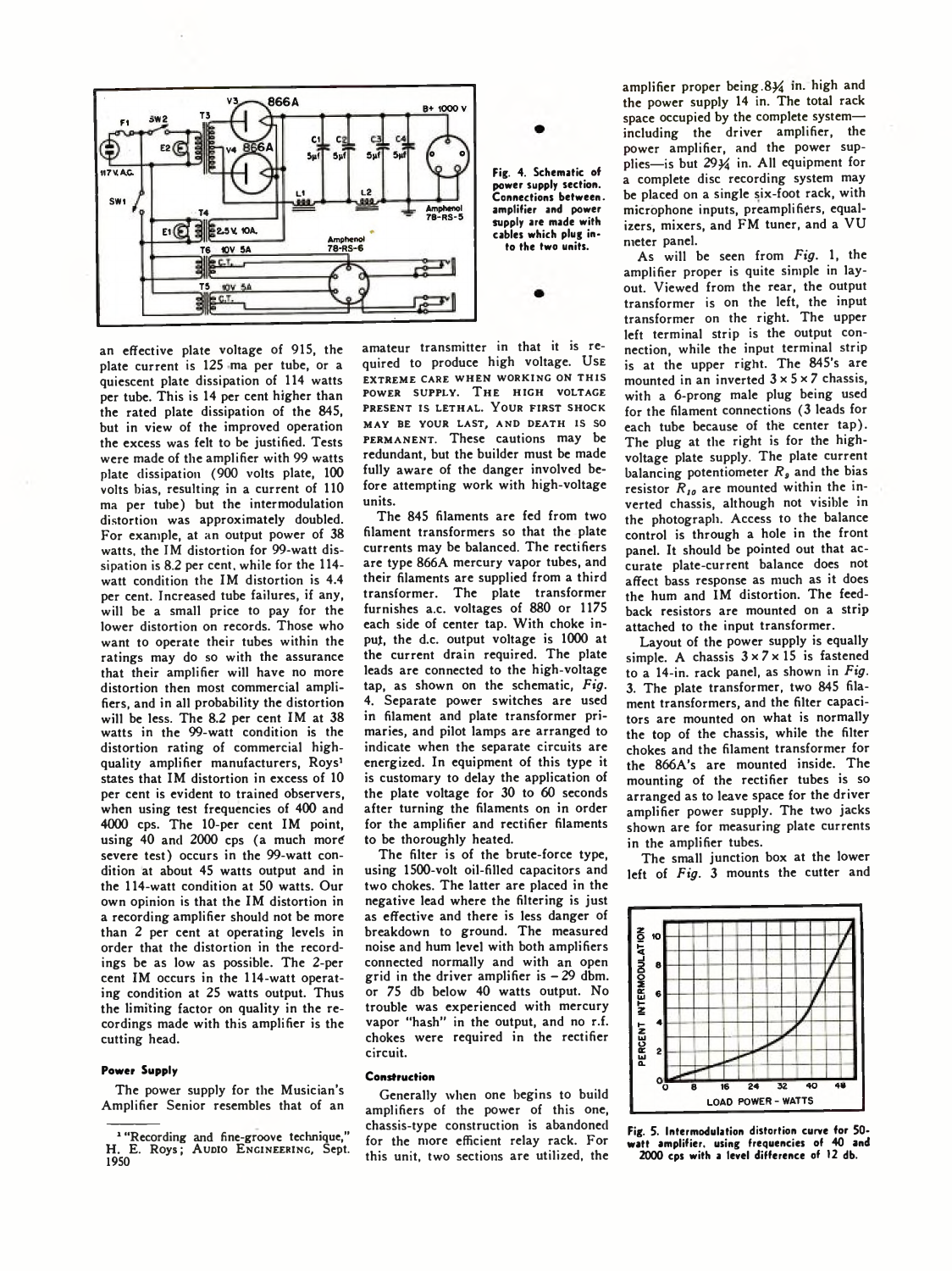Fig. 4. Schematic of power supply section. Connections between amplifier and power supply are made with cables which plug into the two units.

an effective plate voltage of 915, the plate current is 125 ma per tube, or a quiescent plate dissipation of 114 watts per tube. This is 14 per cent higher than the rated plate dissipation of the 845, but in view of the improved operation the excess was felt to be justified. Tests were made of the amplifier with 99 watts plate dissipation (900 volts plate, 100 volts bias, resulting in a current of 110 ma per tube) but the intermodulation distortion was approximately doubled. For example, at an output power of 38 watts, the IM distortion for 99-watt dissipation is 8.2 per cent, while for the 114-watt condition the IM distortion is 4.4 per cent. Increased tube failures, if any, will be a small price to pay for the lower distortion on records. Those who want to operate their tubes within the ratings may do so with the assurance that their amplifier will have no more distortion then most commercial amplifiers, and in all probability the distortion will be less. The 8.2 per cent IM at 38 watts in the 99-watt condition is the distortion rating of commercial high-quality amplifier manufacturers, Roys[1] states that IM distortion in excess of 10 per cent is evident to trained observers, when using test frequencies of 400 and 4000 cps. The 10-per cent IM point, using 40 and 2000 cps (a much more severe test) occurs in the 99-watt condition at about 45 watts output and in the 114-watt condition at 50 watts. Our own opinion is that the IM distortion in a recording amplifier should not be more than 2 per cent at operating levels in order that the distortion in the recordings be as low as possible. The 2-per cent IM occurs in the 114-watt operating condition at 25 watts output. Thus the limiting factor on quality in the recordings made with this amplifier is the cutting head.

#### Power Supply

The power supply for the Musician's Amplifier Senior resembles that of an amateur transmitter in that it is required to produce high voltage. USE EXTREME CARE WHEN WORKING ON THIS POWER SUPPLY. THE HIGH VOLTAGE PRESENT IS LETHAL. YOUR FIRST SHOCK MAY BE YOUR LAST, AND DEATH IS SO PERMANENT. These cautions may be redundant, but the builder must be made fully aware of the danger involved before attempting work with high-voltage units.

The 845 filaments are fed from two filament transformers so that the plate currents may be balanced. The rectifiers are type 866A mercury vapor tubes, and their filaments are supplied from a third transformer. The plate transformer furnishes a.c. voltages of 880 or 1175 each side of center tap. With choke input, the d.c. output voltage is 1000 at the current drain required. The plate leads are connected to the high-voltage tap, as shown on the schematic, *Fig. 4*. Separate power switches are used in filament and plate transformer primaries, and pilot lamps are arranged to indicate when the separate circuits are energized. In equipment of this type it is customary to delay the application of the plate voltage for 30 to 60 seconds after turning the filaments on in order for the amplifier and rectifier filaments to be thoroughly heated.

The filter is of the brute-force type, using 1500-volt oil-filled capacitors and two chokes. The latter are placed in the negative lead where the filtering is just as effective and there is less danger of breakdown to ground. The measured noise and hum level with both amplifiers connected normally and with an open grid in the driver amplifier is −29 dbm. or 75 db below 40 watts output. No trouble was experienced with mercury vapor "hash" in the output, and no r.f. chokes were required in the rectifier circuit.

#### Construction

Generally when one begins to build amplifiers of the power of this one, chassis-type construction is abandoned for the more efficient relay rack. For this unit, two sections are utilized, the amplifier proper being 8¾ in. high and the power supply 14 in. The total rack space occupied by the complete system—including the driver amplifier, the power amplifier, and the power supplies—is but 29¾ in. All equipment for a complete disc recording system may be placed on a single six-foot rack, with microphone inputs, preamplifiers, equalizers, mixers, and FM tuner, and a VU meter panel.

As will be seen from *Fig. 1*, the amplifier proper is quite simple in layout. Viewed from the rear, the output transformer is on the left, the input transformer on the right. The upper left terminal strip is the output connection, while the input terminal strip is at the upper right. The 845's are mounted in an inverted 3 × 5 × 7 chassis, with a 6-prong male plug being used for the filament connections (3 leads for each tube because of the center tap). The plug at the right is for the high-voltage plate supply. The plate current balancing potentiometer $R_9$ and the bias resistor $R_{10}$ are mounted within the inverted chassis, although not visible in the photograph. Access to the balance control is through a hole in the front panel. It should be pointed out that accurate plate-current balance does not affect bass response as much as it does the hum and IM distortion. The feedback resistors are mounted on a strip attached to the input transformer.

Layout of the power supply is equally simple. A chassis 3 × 7 × 15 is fastened to a 14-in. rack panel, as shown in *Fig. 3*. The plate transformer, two 845 filament transformers, and the filter capacitors are mounted on what is normally the top of the chassis, while the filter chokes and the filament transformer for the 866A's are mounted inside. The mounting of the rectifier tubes is so arranged as to leave space for the driver amplifier power supply. The two jacks shown are for measuring plate currents in the amplifier tubes.

The small junction box at the lower left of *Fig. 3* mounts the cutter and

PERCENT INTERMODULATION
LOAD POWER - WATTS

Fig. 5. Intermodulation distortion curve for 50-watt amplifier, using frequencies of 40 and 2000 cps with a level difference of 12 db.

---

[1] "Recording and fine-groove technique," H. E. Roys; AUDIO ENGINEERING, Sept. 1950